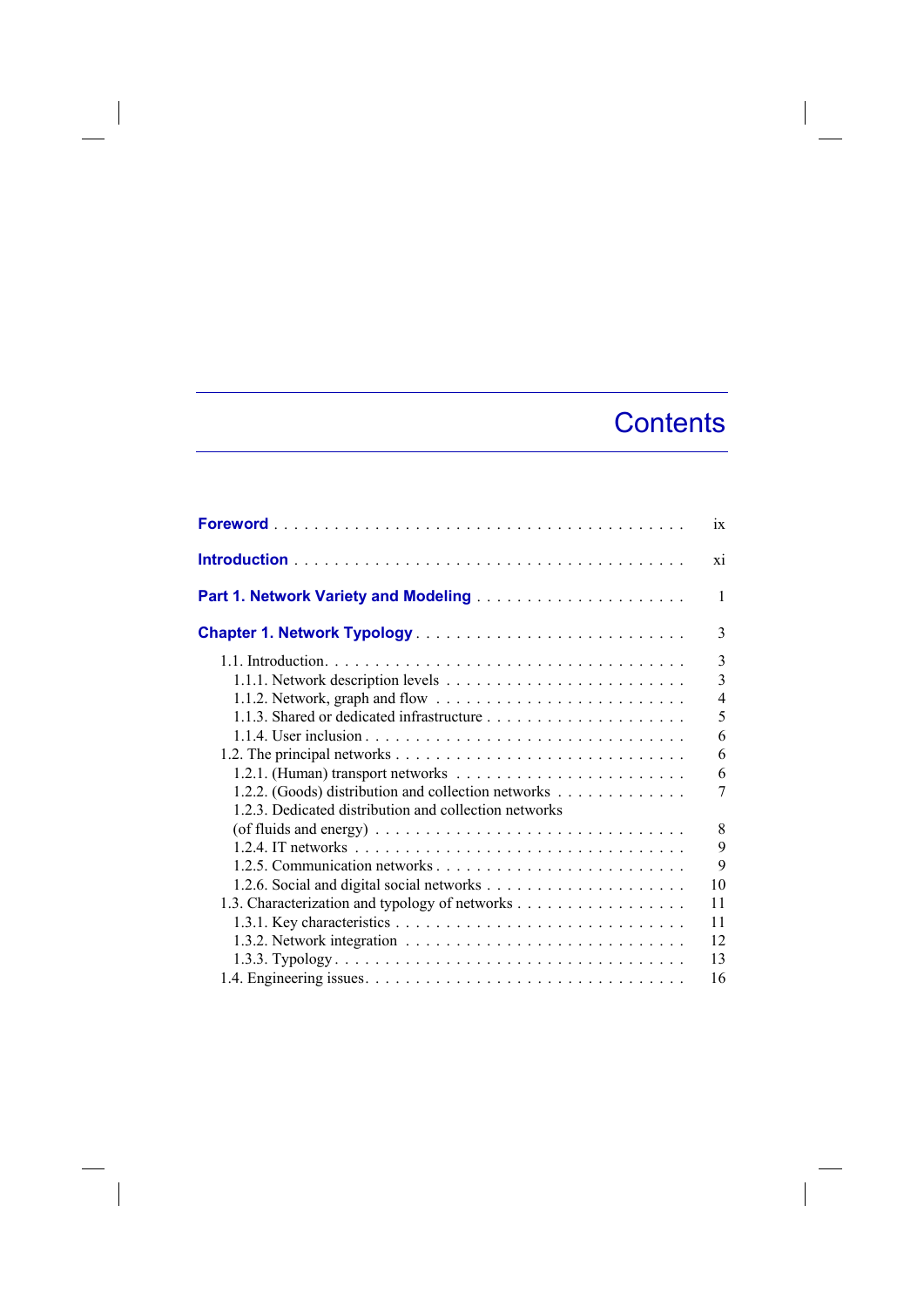# Contents

**Foreword** . . . . . . . . . . . . . . . . . . . . . . . . . . . . . . . . . . . . . . . . ix

**Introduction** . . . . . . . . . . . . . . . . . . . . . . . . . . . . . . . . . . . . . . . xi

**Part 1. Network Variety and Modeling** . . . . . . . . . . . . . . . . . . . . . 1

**Chapter 1. Network Typology** . . . . . . . . . . . . . . . . . . . . . . . . . . 3

- 1.1. Introduction. . . . . . . . . . . . . . . . . . . . . . . . . . . . . . . . . . . 3
  - 1.1.1. Network description levels . . . . . . . . . . . . . . . . . . . . . . . . 3
  - 1.1.2. Network, graph and flow . . . . . . . . . . . . . . . . . . . . . . . . . 4
  - 1.1.3. Shared or dedicated infrastructure . . . . . . . . . . . . . . . . . . . . 5
  - 1.1.4. User inclusion . . . . . . . . . . . . . . . . . . . . . . . . . . . . . . . 6
- 1.2. The principal networks . . . . . . . . . . . . . . . . . . . . . . . . . . . . 6
  - 1.2.1. (Human) transport networks . . . . . . . . . . . . . . . . . . . . . . . 6
  - 1.2.2. (Goods) distribution and collection networks . . . . . . . . . . . . . 7
  - 1.2.3. Dedicated distribution and collection networks (of fluids and energy) . . . . . . . . . . . . . . . . . . . . . . . . . . . . . . 8
  - 1.2.4. IT networks . . . . . . . . . . . . . . . . . . . . . . . . . . . . . . . . 9
  - 1.2.5. Communication networks . . . . . . . . . . . . . . . . . . . . . . . . . 9
  - 1.2.6. Social and digital social networks . . . . . . . . . . . . . . . . . . . . 10
- 1.3. Characterization and typology of networks . . . . . . . . . . . . . . . . . 11
  - 1.3.1. Key characteristics . . . . . . . . . . . . . . . . . . . . . . . . . . . . 11
  - 1.3.2. Network integration . . . . . . . . . . . . . . . . . . . . . . . . . . . 12
  - 1.3.3. Typology . . . . . . . . . . . . . . . . . . . . . . . . . . . . . . . . . . 13
- 1.4. Engineering issues. . . . . . . . . . . . . . . . . . . . . . . . . . . . . . . 16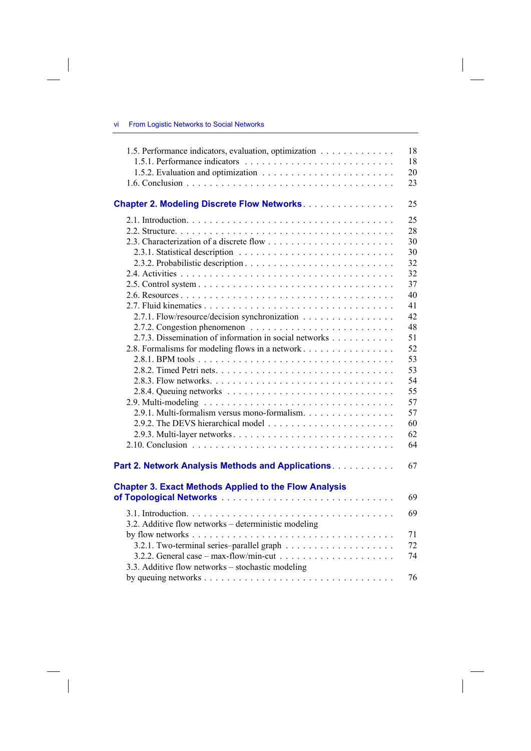1.5. Performance indicators, evaluation, optimization . . . . . . . . . . . . . 18
   1.5.1. Performance indicators . . . . . . . . . . . . . . . . . . . . . . . . . 18
   1.5.2. Evaluation and optimization . . . . . . . . . . . . . . . . . . . . . . 20
1.6. Conclusion . . . . . . . . . . . . . . . . . . . . . . . . . . . . . . . . . . 23

**Chapter 2. Modeling Discrete Flow Networks** . . . . . . . . . . . . . . . . 25

2.1. Introduction. . . . . . . . . . . . . . . . . . . . . . . . . . . . . . . . . . 25
2.2. Structure. . . . . . . . . . . . . . . . . . . . . . . . . . . . . . . . . . . 28
2.3. Characterization of a discrete flow . . . . . . . . . . . . . . . . . . . . . 30
   2.3.1. Statistical description . . . . . . . . . . . . . . . . . . . . . . . . 30
   2.3.2. Probabilistic description . . . . . . . . . . . . . . . . . . . . . . . 32
2.4. Activities . . . . . . . . . . . . . . . . . . . . . . . . . . . . . . . . . . 32
2.5. Control system . . . . . . . . . . . . . . . . . . . . . . . . . . . . . . . 37
2.6. Resources . . . . . . . . . . . . . . . . . . . . . . . . . . . . . . . . . . 40
2.7. Fluid kinematics . . . . . . . . . . . . . . . . . . . . . . . . . . . . . . 41
   2.7.1. Flow/resource/decision synchronization . . . . . . . . . . . . . . . 42
   2.7.2. Congestion phenomenon . . . . . . . . . . . . . . . . . . . . . . . . 48
   2.7.3. Dissemination of information in social networks . . . . . . . . . . 51
2.8. Formalisms for modeling flows in a network . . . . . . . . . . . . . . . . 52
   2.8.1. BPM tools . . . . . . . . . . . . . . . . . . . . . . . . . . . . . . . 53
   2.8.2. Timed Petri nets. . . . . . . . . . . . . . . . . . . . . . . . . . . . 53
   2.8.3. Flow networks. . . . . . . . . . . . . . . . . . . . . . . . . . . . . 54
   2.8.4. Queuing networks . . . . . . . . . . . . . . . . . . . . . . . . . . . 55
2.9. Multi-modeling . . . . . . . . . . . . . . . . . . . . . . . . . . . . . . . 57
   2.9.1. Multi-formalism versus mono-formalism. . . . . . . . . . . . . . . . 57
   2.9.2. The DEVS hierarchical model . . . . . . . . . . . . . . . . . . . . . 60
   2.9.3. Multi-layer networks . . . . . . . . . . . . . . . . . . . . . . . . . 62
2.10. Conclusion . . . . . . . . . . . . . . . . . . . . . . . . . . . . . . . . 64

**Part 2. Network Analysis Methods and Applications** . . . . . . . . . . . 67

**Chapter 3. Exact Methods Applied to the Flow Analysis of Topological Networks** . . . . . . . . . . . . . . . . . . . . . . . . . . 69

3.1. Introduction. . . . . . . . . . . . . . . . . . . . . . . . . . . . . . . . . 69
3.2. Additive flow networks – deterministic modeling by flow networks . . . . . . . . . . . . . . . . . . . . . . . . . . . . . . . . 71
   3.2.1. Two-terminal series–parallel graph . . . . . . . . . . . . . . . . . . 72
   3.2.2. General case – max-flow/min-cut . . . . . . . . . . . . . . . . . . . 74
3.3. Additive flow networks – stochastic modeling by queuing networks . . . . . . . . . . . . . . . . . . . . . . . . . . . . . . . 76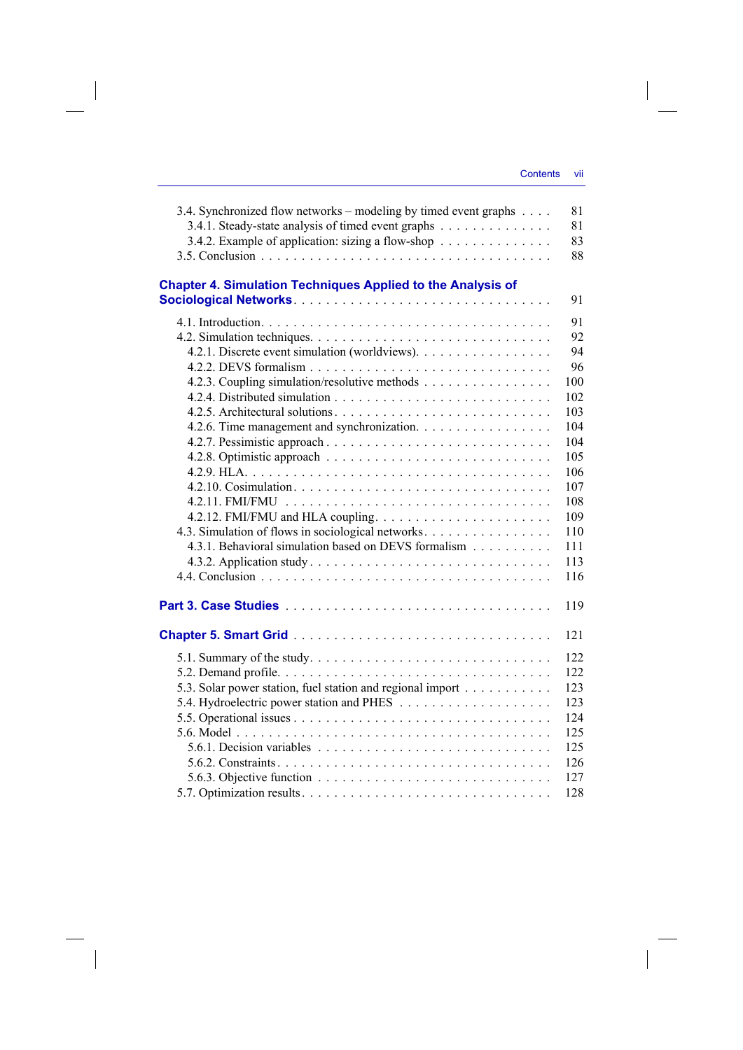3.4. Synchronized flow networks – modeling by timed event graphs . . . . 81
 3.4.1. Steady-state analysis of timed event graphs . . . . . . . . . . . . . . 81
 3.4.2. Example of application: sizing a flow-shop . . . . . . . . . . . . . . 83
3.5. Conclusion . . . . . . . . . . . . . . . . . . . . . . . . . . . . . . . . . . 88

**Chapter 4. Simulation Techniques Applied to the Analysis of Sociological Networks** . . . . . . . . . . . . . . . . . . . . . . . . . . . . 91

4.1. Introduction . . . . . . . . . . . . . . . . . . . . . . . . . . . . . . . . . 91
4.2. Simulation techniques . . . . . . . . . . . . . . . . . . . . . . . . . . . . 92
 4.2.1. Discrete event simulation (worldviews) . . . . . . . . . . . . . . . . 94
 4.2.2. DEVS formalism . . . . . . . . . . . . . . . . . . . . . . . . . . . . 96
 4.2.3. Coupling simulation/resolutive methods . . . . . . . . . . . . . . . 100
 4.2.4. Distributed simulation . . . . . . . . . . . . . . . . . . . . . . . . . 102
 4.2.5. Architectural solutions . . . . . . . . . . . . . . . . . . . . . . . . . 103
 4.2.6. Time management and synchronization . . . . . . . . . . . . . . . . 104
 4.2.7. Pessimistic approach . . . . . . . . . . . . . . . . . . . . . . . . . . 104
 4.2.8. Optimistic approach . . . . . . . . . . . . . . . . . . . . . . . . . . 105
 4.2.9. HLA . . . . . . . . . . . . . . . . . . . . . . . . . . . . . . . . . . . 106
 4.2.10. Cosimulation . . . . . . . . . . . . . . . . . . . . . . . . . . . . . . 107
 4.2.11. FMI/FMU . . . . . . . . . . . . . . . . . . . . . . . . . . . . . . . 108
 4.2.12. FMI/FMU and HLA coupling . . . . . . . . . . . . . . . . . . . . . 109
4.3. Simulation of flows in sociological networks . . . . . . . . . . . . . . . . 110
 4.3.1. Behavioral simulation based on DEVS formalism . . . . . . . . . . 111
 4.3.2. Application study . . . . . . . . . . . . . . . . . . . . . . . . . . . . 113
4.4. Conclusion . . . . . . . . . . . . . . . . . . . . . . . . . . . . . . . . . . 116

**Part 3. Case Studies** . . . . . . . . . . . . . . . . . . . . . . . . . . . . 119

**Chapter 5. Smart Grid** . . . . . . . . . . . . . . . . . . . . . . . . . . . 121

5.1. Summary of the study . . . . . . . . . . . . . . . . . . . . . . . . . . . . 122
5.2. Demand profile . . . . . . . . . . . . . . . . . . . . . . . . . . . . . . . . 122
5.3. Solar power station, fuel station and regional import . . . . . . . . . . . 123
5.4. Hydroelectric power station and PHES . . . . . . . . . . . . . . . . . . . 123
5.5. Operational issues . . . . . . . . . . . . . . . . . . . . . . . . . . . . . . 124
5.6. Model . . . . . . . . . . . . . . . . . . . . . . . . . . . . . . . . . . . . . 125
 5.6.1. Decision variables . . . . . . . . . . . . . . . . . . . . . . . . . . . . 125
 5.6.2. Constraints . . . . . . . . . . . . . . . . . . . . . . . . . . . . . . . . 126
 5.6.3. Objective function . . . . . . . . . . . . . . . . . . . . . . . . . . . . 127
5.7. Optimization results . . . . . . . . . . . . . . . . . . . . . . . . . . . . . 128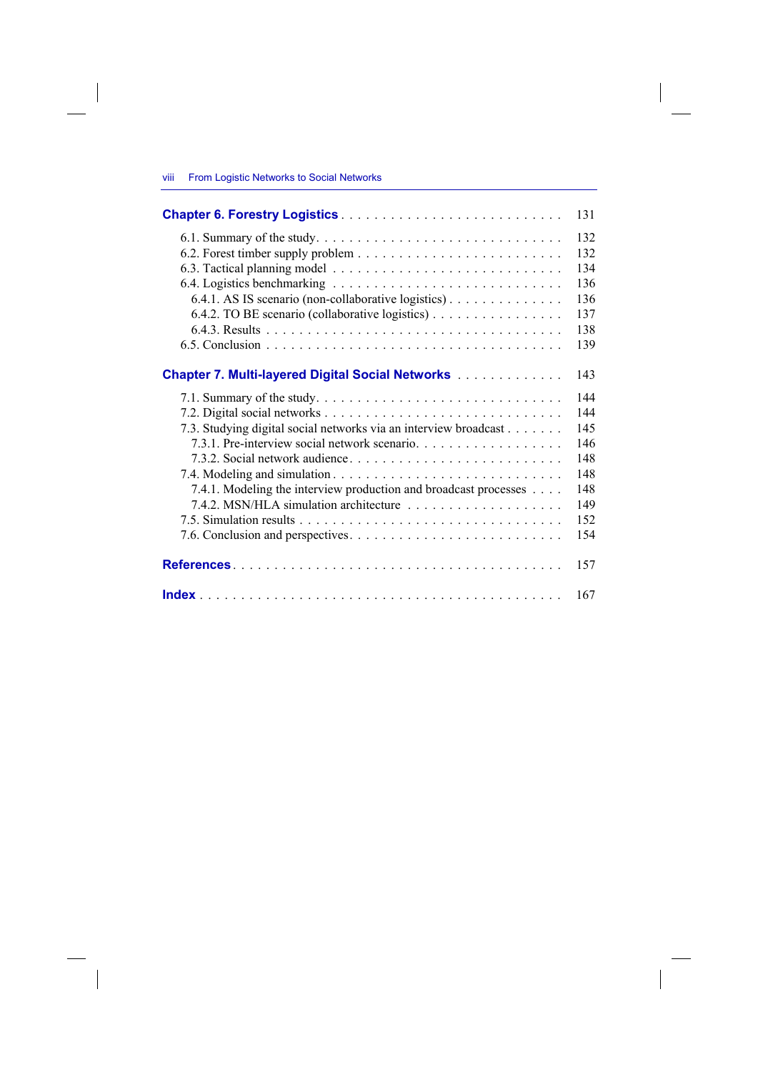**Chapter 6. Forestry Logistics** . . . . . . . . . . . . . . . . . . . . . . . . . 131

- 6.1. Summary of the study. . . . . . . . . . . . . . . . . . . . . . . . . . . 132
- 6.2. Forest timber supply problem . . . . . . . . . . . . . . . . . . . . . . . 132
- 6.3. Tactical planning model . . . . . . . . . . . . . . . . . . . . . . . . . 134
- 6.4. Logistics benchmarking . . . . . . . . . . . . . . . . . . . . . . . . . 136
  - 6.4.1. AS IS scenario (non-collaborative logistics) . . . . . . . . . . . . . 136
  - 6.4.2. TO BE scenario (collaborative logistics) . . . . . . . . . . . . . . . 137
  - 6.4.3. Results . . . . . . . . . . . . . . . . . . . . . . . . . . . . . . . . 138
- 6.5. Conclusion . . . . . . . . . . . . . . . . . . . . . . . . . . . . . . . . 139

**Chapter 7. Multi-layered Digital Social Networks** . . . . . . . . . . . . . 143

- 7.1. Summary of the study. . . . . . . . . . . . . . . . . . . . . . . . . . . 144
- 7.2. Digital social networks . . . . . . . . . . . . . . . . . . . . . . . . . . 144
- 7.3. Studying digital social networks via an interview broadcast . . . . . . . 145
  - 7.3.1. Pre-interview social network scenario. . . . . . . . . . . . . . . . . 146
  - 7.3.2. Social network audience. . . . . . . . . . . . . . . . . . . . . . . . 148
- 7.4. Modeling and simulation . . . . . . . . . . . . . . . . . . . . . . . . . 148
  - 7.4.1. Modeling the interview production and broadcast processes . . . . 148
  - 7.4.2. MSN/HLA simulation architecture . . . . . . . . . . . . . . . . . . 149
- 7.5. Simulation results . . . . . . . . . . . . . . . . . . . . . . . . . . . . . 152
- 7.6. Conclusion and perspectives. . . . . . . . . . . . . . . . . . . . . . . . 154

**References**. . . . . . . . . . . . . . . . . . . . . . . . . . . . . . . . . . . . 157

**Index** . . . . . . . . . . . . . . . . . . . . . . . . . . . . . . . . . . . . . . 167